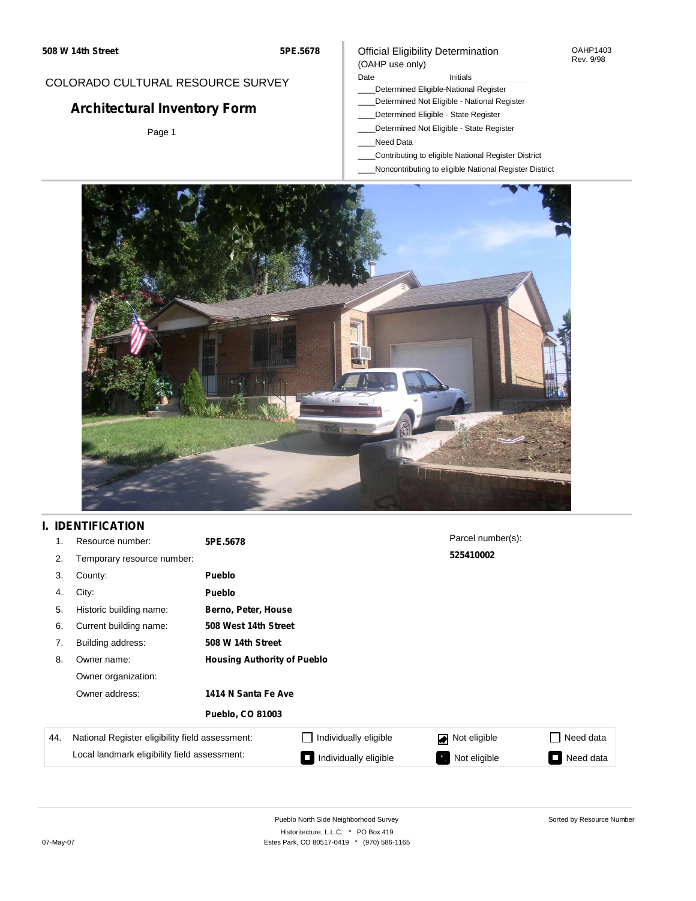508 W 14th Street | 5PE.5678

COLORADO CULTURAL RESOURCE SURVEY

# Architectural Inventory Form

Page 1

Official Eligibility Determination
(OAHP use only)

OAHP1403
Rev. 9/98

Date ______ Initials ______

____Determined Eligible-National Register
____Determined Not Eligible - National Register
____Determined Eligible - State Register
____Determined Not Eligible - State Register
____Need Data
____Contributing to eligible National Register District
____Noncontributing to eligible National Register District

## I. IDENTIFICATION

| | | | |
|---|---|---|---|
| 1. | Resource number: | **5PE.5678** | |
| 2. | Temporary resource number: | | |
| 3. | County: | **Pueblo** | |
| 4. | City: | **Pueblo** | |
| 5. | Historic building name: | **Berno, Peter, House** | |
| 6. | Current building name: | **508 West 14th Street** | |
| 7. | Building address: | **508 W 14th Street** | |
| 8. | Owner name: | **Housing Authority of Pueblo** | |
| | Owner organization: | | |
| | Owner address: | **1414 N Santa Fe Ave** | |
| | | **Pueblo, CO 81003** | |

Parcel number(s):
**525410002**

| 44. | | | | |
|---|---|---|---|---|
| National Register eligibility field assessment: | ☐ Individually eligible | ☑ Not eligible | ☐ Need data |
| Local landmark eligibility field assessment: | ■ Individually eligible | ■ Not eligible | ■ Need data |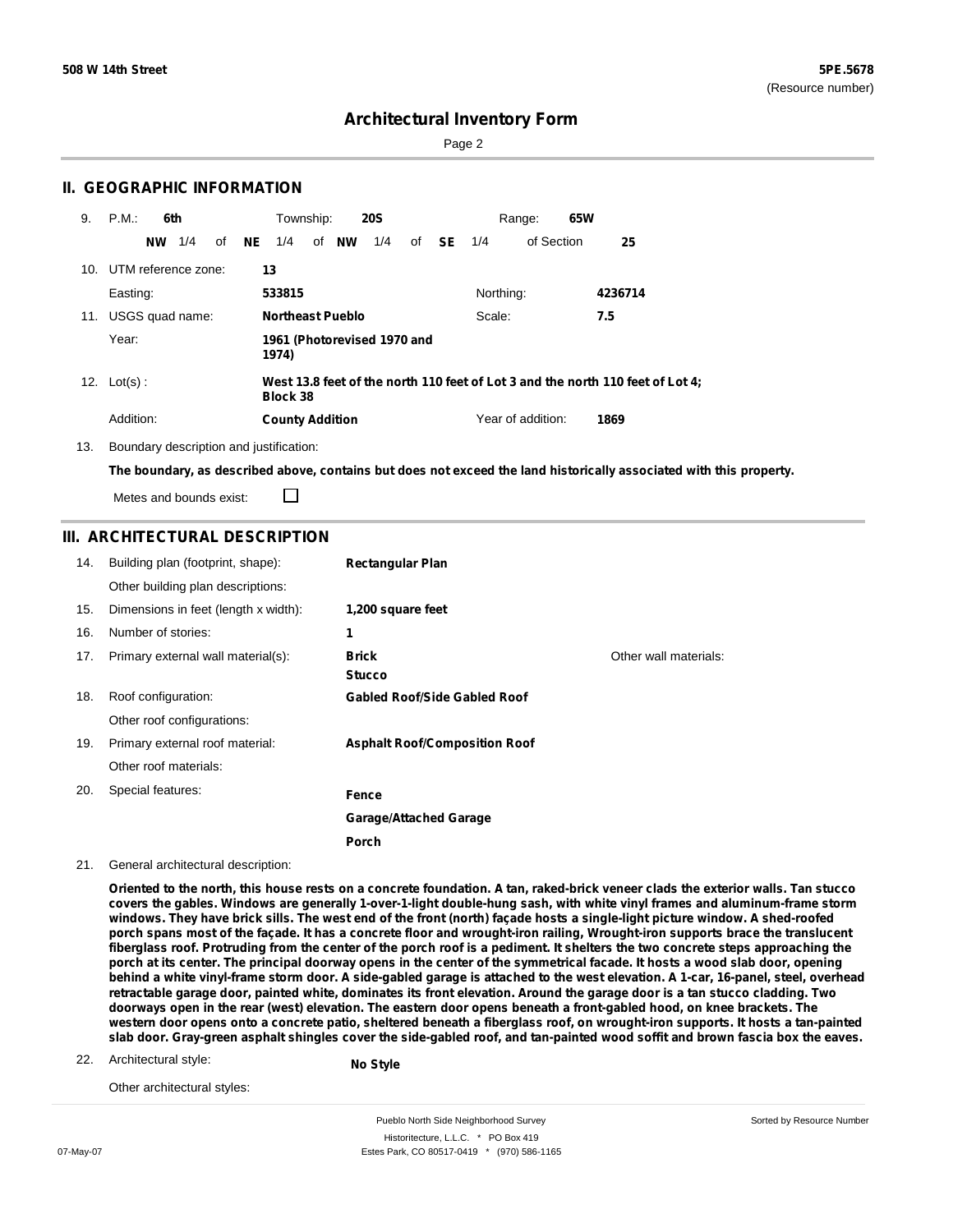**508 W 14th Street** **5PE.5678**
(Resource number)

# Architectural Inventory Form

## II. GEOGRAPHIC INFORMATION

9. P.M.: **6th** Township: **20S** Range: **65W**
**NW** 1/4 of **NE** 1/4 of **NW** 1/4 of **SE** 1/4 of Section **25**

10. UTM reference zone: **13**
Easting: **533815** Northing: **4236714**

11. USGS quad name: **Northeast Pueblo** Scale: **7.5**
Year: **1961 (Photorevised 1970 and 1974)**

12. Lot(s): **West 13.8 feet of the north 110 feet of Lot 3 and the north 110 feet of Lot 4; Block 38**
Addition: **County Addition** Year of addition: **1869**

13. Boundary description and justification:
**The boundary, as described above, contains but does not exceed the land historically associated with this property.**

Metes and bounds exist: ☐

## III. ARCHITECTURAL DESCRIPTION

14. Building plan (footprint, shape): **Rectangular Plan**
Other building plan descriptions:

15. Dimensions in feet (length x width): **1,200 square feet**

16. Number of stories: **1**

17. Primary external wall material(s): **Brick**, **Stucco**
Other wall materials:

18. Roof configuration: **Gabled Roof/Side Gabled Roof**
Other roof configurations:

19. Primary external roof material: **Asphalt Roof/Composition Roof**
Other roof materials:

20. Special features: **Fence**, **Garage/Attached Garage**, **Porch**

21. General architectural description:

**Oriented to the north, this house rests on a concrete foundation. A tan, raked-brick veneer clads the exterior walls. Tan stucco covers the gables. Windows are generally 1-over-1-light double-hung sash, with white vinyl frames and aluminum-frame storm windows. They have brick sills. The west end of the front (north) façade hosts a single-light picture window. A shed-roofed porch spans most of the façade. It has a concrete floor and wrought-iron railing, Wrought-iron supports brace the translucent fiberglass roof. Protruding from the center of the porch roof is a pediment. It shelters the two concrete steps approaching the porch at its center. The principal doorway opens in the center of the symmetrical facade. It hosts a wood slab door, opening behind a white vinyl-frame storm door. A side-gabled garage is attached to the west elevation. A 1-car, 16-panel, steel, overhead retractable garage door, painted white, dominates its front elevation. Around the garage door is a tan stucco cladding. Two doorways open in the rear (west) elevation. The eastern door opens beneath a front-gabled hood, on knee brackets. The western door opens onto a concrete patio, sheltered beneath a fiberglass roof, on wrought-iron supports. It hosts a tan-painted slab door. Gray-green asphalt shingles cover the side-gabled roof, and tan-painted wood soffit and brown fascia box the eaves.**

22. Architectural style: **No Style**
Other architectural styles: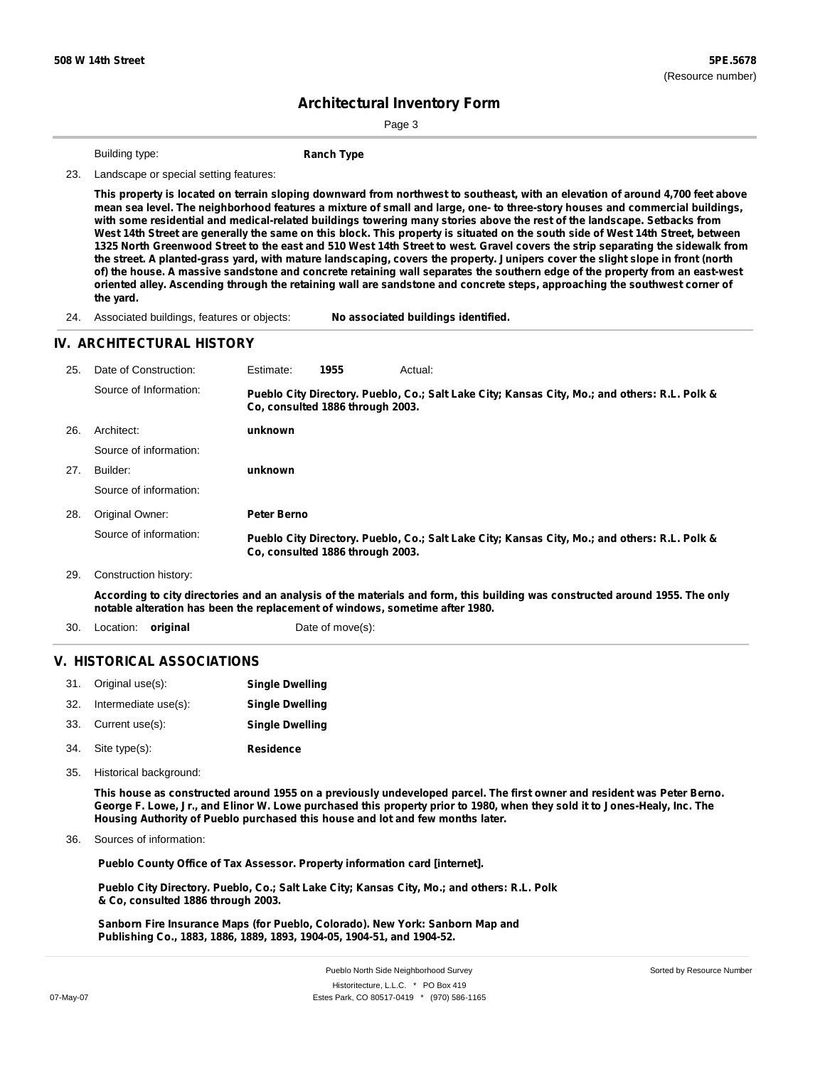Building type: **Ranch Type**

23. Landscape or special setting features:

**This property is located on terrain sloping downward from northwest to southeast, with an elevation of around 4,700 feet above mean sea level. The neighborhood features a mixture of small and large, one- to three-story houses and commercial buildings, with some residential and medical-related buildings towering many stories above the rest of the landscape. Setbacks from West 14th Street are generally the same on this block. This property is situated on the south side of West 14th Street, between 1325 North Greenwood Street to the east and 510 West 14th Street to west. Gravel covers the strip separating the sidewalk from the street. A planted-grass yard, with mature landscaping, covers the property. Junipers cover the slight slope in front (north of) the house. A massive sandstone and concrete retaining wall separates the southern edge of the property from an east-west oriented alley. Ascending through the retaining wall are sandstone and concrete steps, approaching the southwest corner of the yard.**

24. Associated buildings, features or objects: **No associated buildings identified.**

## IV. ARCHITECTURAL HISTORY

25. Date of Construction: Estimate: **1955** Actual:

Source of Information: **Pueblo City Directory. Pueblo, Co.; Salt Lake City; Kansas City, Mo.; and others: R.L. Polk & Co, consulted 1886 through 2003.**

26. Architect: **unknown**

Source of information:

27. Builder: **unknown**

Source of information:

28. Original Owner: **Peter Berno**

Source of information: **Pueblo City Directory. Pueblo, Co.; Salt Lake City; Kansas City, Mo.; and others: R.L. Polk & Co, consulted 1886 through 2003.**

29. Construction history:

**According to city directories and an analysis of the materials and form, this building was constructed around 1955. The only notable alteration has been the replacement of windows, sometime after 1980.**

30. Location: **original** Date of move(s):

## V. HISTORICAL ASSOCIATIONS

31. Original use(s): **Single Dwelling**
32. Intermediate use(s): **Single Dwelling**
33. Current use(s): **Single Dwelling**
34. Site type(s): **Residence**
35. Historical background:

**This house as constructed around 1955 on a previously undeveloped parcel. The first owner and resident was Peter Berno. George F. Lowe, Jr., and Elinor W. Lowe purchased this property prior to 1980, when they sold it to Jones-Healy, Inc. The Housing Authority of Pueblo purchased this house and lot and few months later.**

36. Sources of information:

**Pueblo County Office of Tax Assessor. Property information card [internet].**

**Pueblo City Directory. Pueblo, Co.; Salt Lake City; Kansas City, Mo.; and others: R.L. Polk & Co, consulted 1886 through 2003.**

**Sanborn Fire Insurance Maps (for Pueblo, Colorado). New York: Sanborn Map and Publishing Co., 1883, 1886, 1889, 1893, 1904-05, 1904-51, and 1904-52.**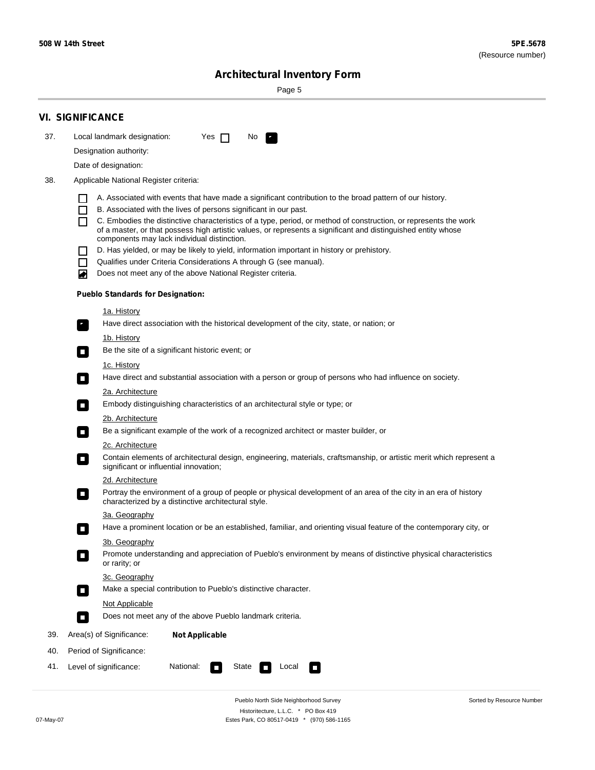## VI. SIGNIFICANCE

37. Local landmark designation: Yes ☐ No ☑

Designation authority:

Date of designation:

38. Applicable National Register criteria:

- ☐ A. Associated with events that have made a significant contribution to the broad pattern of our history.
- ☐ B. Associated with the lives of persons significant in our past.
- ☐ C. Embodies the distinctive characteristics of a type, period, or method of construction, or represents the work of a master, or that possess high artistic values, or represents a significant and distinguished entity whose components may lack individual distinction.
- ☐ D. Has yielded, or may be likely to yield, information important in history or prehistory.
- ☐ Qualifies under Criteria Considerations A through G (see manual).
- ☑ Does not meet any of the above National Register criteria.

**Pueblo Standards for Designation:**

1a. History
☑ Have direct association with the historical development of the city, state, or nation; or

1b. History
☐ Be the site of a significant historic event; or

1c. History
☐ Have direct and substantial association with a person or group of persons who had influence on society.

2a. Architecture
☐ Embody distinguishing characteristics of an architectural style or type; or

2b. Architecture
☐ Be a significant example of the work of a recognized architect or master builder, or

2c. Architecture
☐ Contain elements of architectural design, engineering, materials, craftsmanship, or artistic merit which represent a significant or influential innovation;

2d. Architecture
☐ Portray the environment of a group of people or physical development of an area of the city in an era of history characterized by a distinctive architectural style.

3a. Geography
☐ Have a prominent location or be an established, familiar, and orienting visual feature of the contemporary city, or

3b. Geography
☐ Promote understanding and appreciation of Pueblo's environment by means of distinctive physical characteristics or rarity; or

3c. Geography
☐ Make a special contribution to Pueblo's distinctive character.

Not Applicable
☐ Does not meet any of the above Pueblo landmark criteria.

39. Area(s) of Significance: **Not Applicable**

40. Period of Significance:

41. Level of significance: National: ☐ State ☐ Local ☐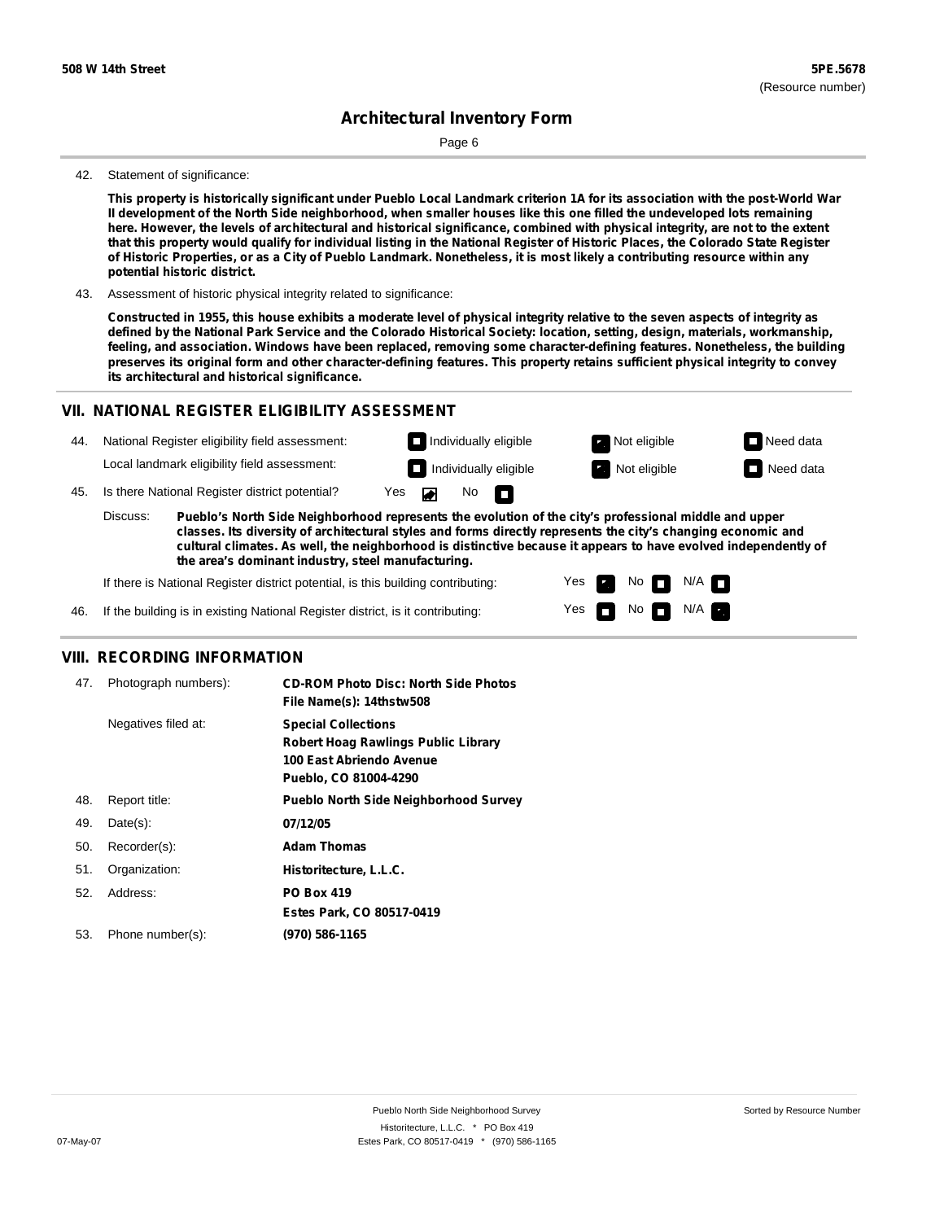**508 W 14th Street** | **5PE.5678** (Resource number)

## Architectural Inventory Form

42. Statement of significance:

**This property is historically significant under Pueblo Local Landmark criterion 1A for its association with the post-World War II development of the North Side neighborhood, when smaller houses like this one filled the undeveloped lots remaining here. However, the levels of architectural and historical significance, combined with physical integrity, are not to the extent that this property would qualify for individual listing in the National Register of Historic Places, the Colorado State Register of Historic Properties, or as a City of Pueblo Landmark. Nonetheless, it is most likely a contributing resource within any potential historic district.**

43. Assessment of historic physical integrity related to significance:

**Constructed in 1955, this house exhibits a moderate level of physical integrity relative to the seven aspects of integrity as defined by the National Park Service and the Colorado Historical Society: location, setting, design, materials, workmanship, feeling, and association. Windows have been replaced, removing some character-defining features. Nonetheless, the building preserves its original form and other character-defining features. This property retains sufficient physical integrity to convey its architectural and historical significance.**

## VII. NATIONAL REGISTER ELIGIBILITY ASSESSMENT

44. National Register eligibility field assessment: Individually eligible ☐ Not eligible ☑ Need data ☐

Local landmark eligibility field assessment: Individually eligible ☐ Not eligible ☑ Need data ☐

45. Is there National Register district potential? Yes ☑ No ☐

Discuss: **Pueblo's North Side Neighborhood represents the evolution of the city's professional middle and upper classes. Its diversity of architectural styles and forms directly represents the city's changing economic and cultural climates. As well, the neighborhood is distinctive because it appears to have evolved independently of the area's dominant industry, steel manufacturing.**

If there is National Register district potential, is this building contributing: Yes ☑ No ☐ N/A ☐

46. If the building is in existing National Register district, is it contributing: Yes ☐ No ☐ N/A ☑

## VIII. RECORDING INFORMATION

| | | |
|---|---|---|
| 47. | Photograph numbers): | **CD-ROM Photo Disc: North Side Photos**<br>**File Name(s): 14thstw508** |
| | Negatives filed at: | **Special Collections**<br>**Robert Hoag Rawlings Public Library**<br>**100 East Abriendo Avenue**<br>**Pueblo, CO 81004-4290** |
| 48. | Report title: | **Pueblo North Side Neighborhood Survey** |
| 49. | Date(s): | **07/12/05** |
| 50. | Recorder(s): | **Adam Thomas** |
| 51. | Organization: | **Historitecture, L.L.C.** |
| 52. | Address: | **PO Box 419**<br>**Estes Park, CO 80517-0419** |
| 53. | Phone number(s): | **(970) 586-1165** |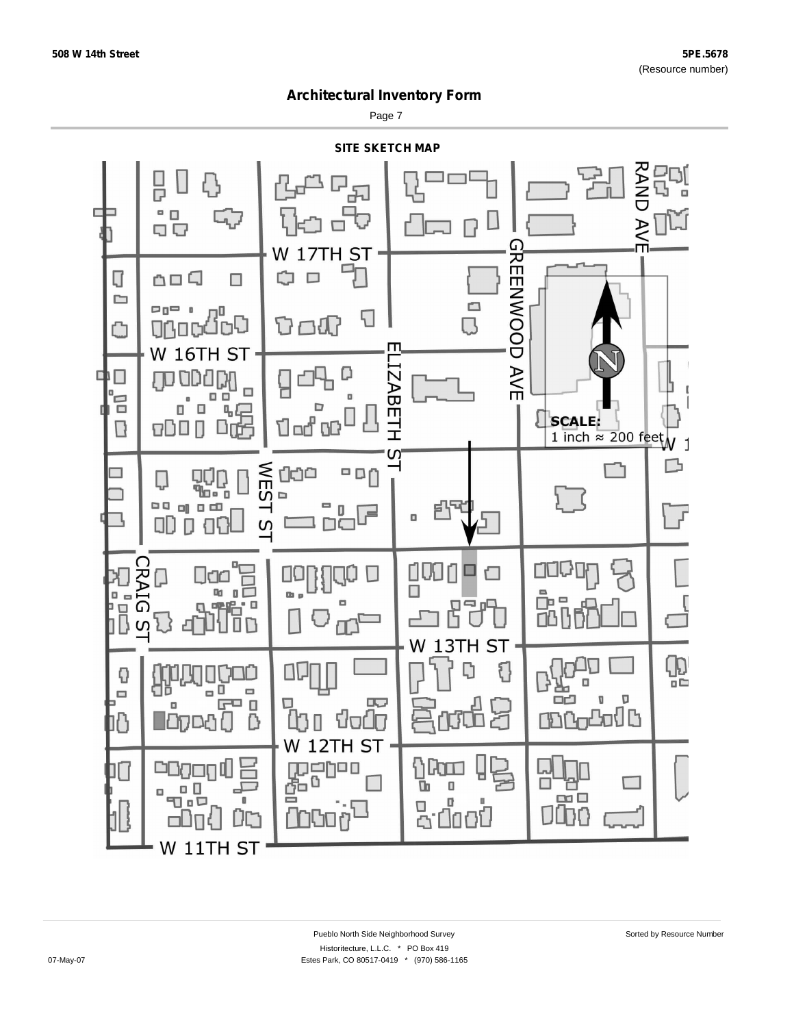508 W 14th Street

5PE.5678
(Resource number)

# Architectural Inventory Form

## SITE SKETCH MAP

W 17TH ST

GREENWOOD AVE

RAND AVE

W 16TH ST

ELIZABETH ST

SCALE:
1 inch ≈ 200 feet

WEST ST

CRAIG ST

W 13TH ST

W 12TH ST

W 11TH ST

Pueblo North Side Neighborhood Survey

Sorted by Resource Number

Historitecture, L.L.C. * PO Box 419

07-May-07

Estes Park, CO 80517-0419 * (970) 586-1165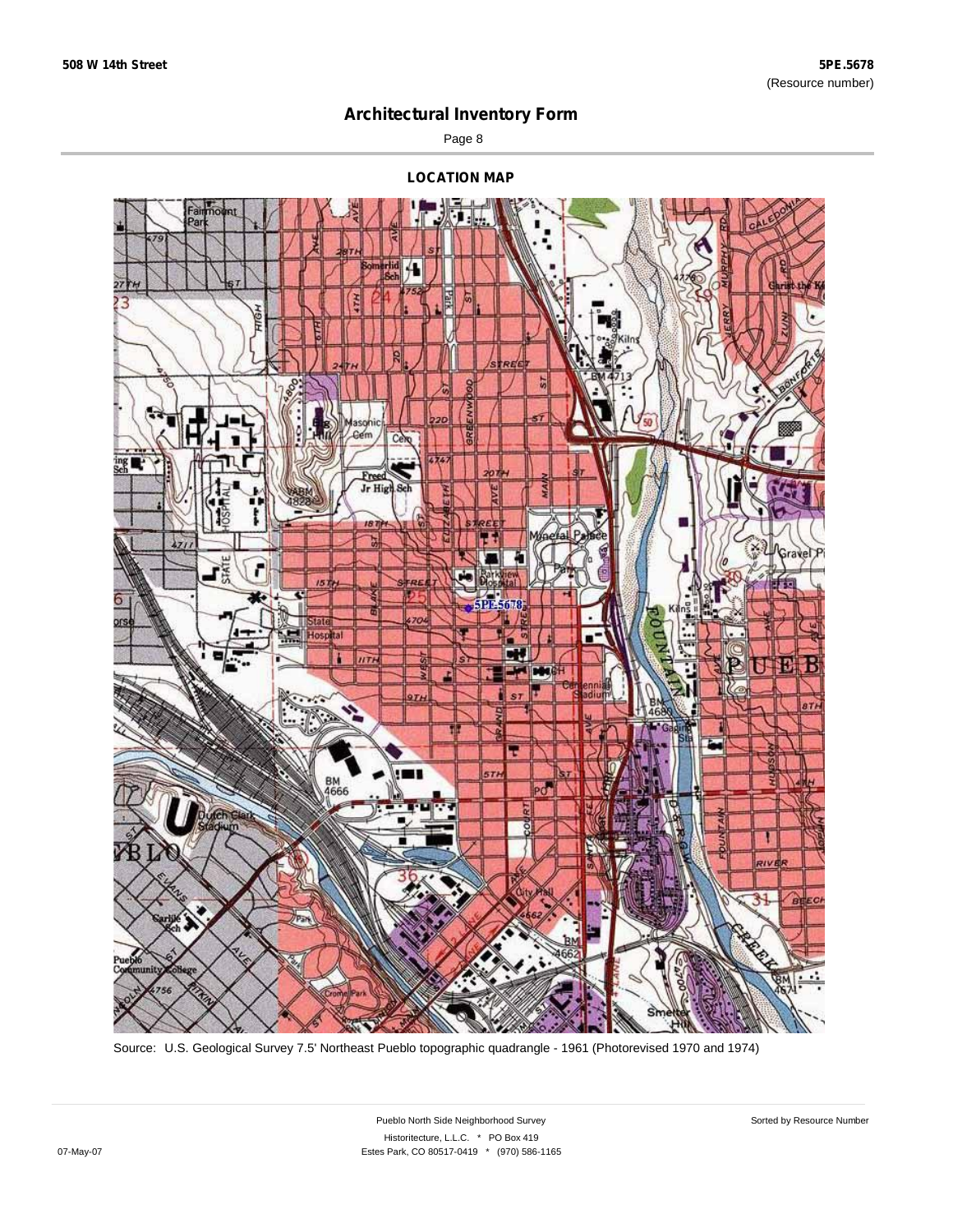508 W 14th Street

5PE.5678
(Resource number)

# Architectural Inventory Form

## LOCATION MAP

Source: U.S. Geological Survey 7.5' Northeast Pueblo topographic quadrangle - 1961 (Photorevised 1970 and 1974)

Pueblo North Side Neighborhood Survey
Historitecture, L.L.C. * PO Box 419
Estes Park, CO 80517-0419 * (970) 586-1165

07-May-07

Sorted by Resource Number